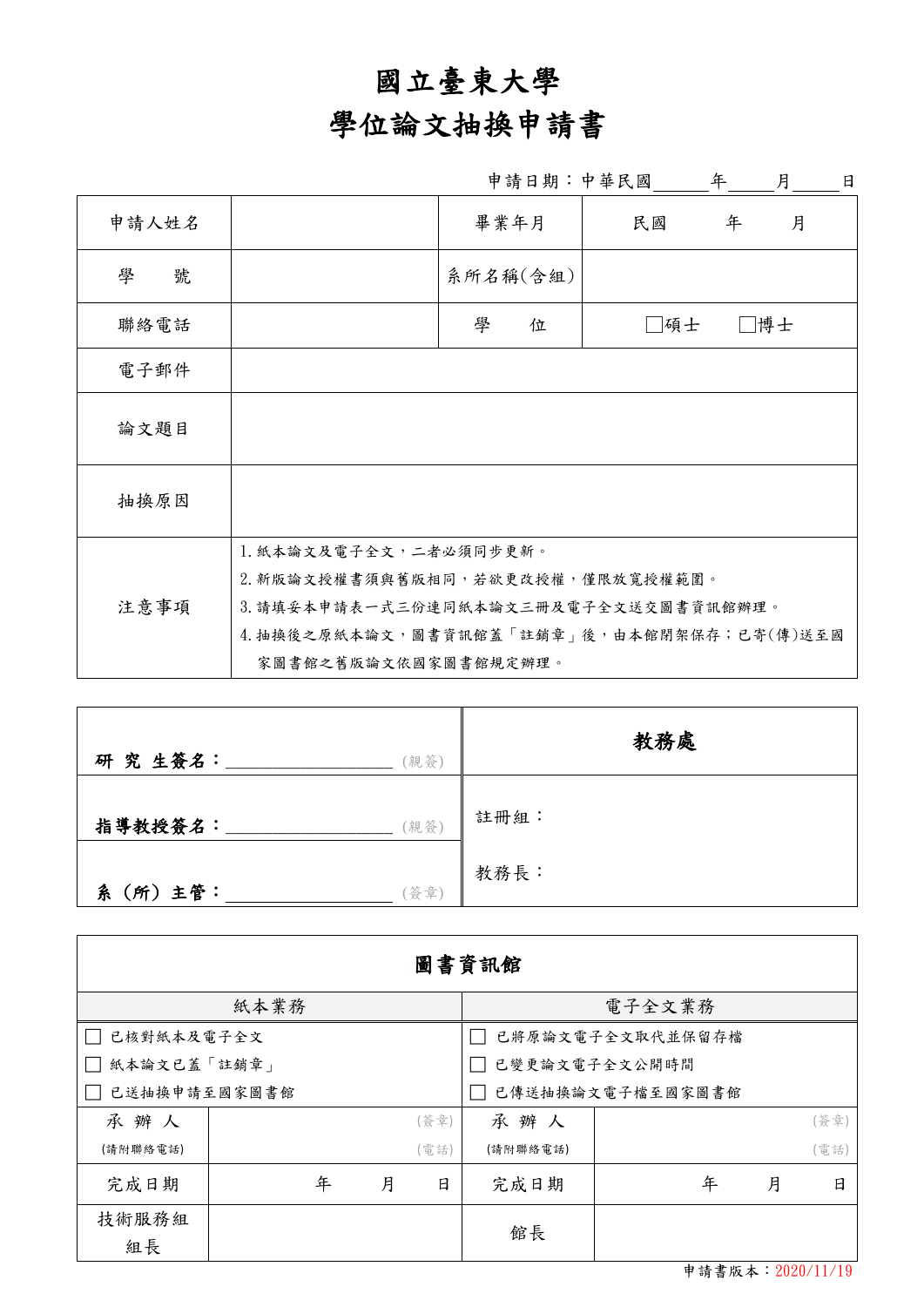# 國立臺東大學

# 學位論文抽換申請書

申請日期：中華民國______年_____月_____日

| 申請人姓名 | | 畢業年月 | 民國　　年　　月 |
|---|---|---|---|
| 學　　號 | | 系所名稱(含組) | |
| 聯絡電話 | | 學　　位 | ☐碩士　　☐博士 |
| 電子郵件 | | | |
| 論文題目 | | | |
| 抽換原因 | | | |
| 注意事項 | 1.紙本論文及電子全文，二者必須同步更新。<br>2.新版論文授權書須與舊版相同，若欲更改授權，僅限放寬授權範圍。<br>3.請填妥本申請表一式三份連同紙本論文三冊及電子全文送交圖書資訊館辦理。<br>4.抽換後之原紙本論文，圖書資訊館蓋「註銷章」後，由本館閉架保存；已寄(傳)送至國家圖書館之舊版論文依國家圖書館規定辦理。 | | |

| | **教務處** |
|---|---|
| **研究生簽名：**__________________(親簽) | |
| **指導教授簽名：**__________________(親簽) | 註冊組： |
| **系（所）主管：**__________________(簽章) | 教務長： |

| **圖書資訊館** | | | |
|---|---|---|---|
| 紙本業務 | | 電子全文業務 | |
| ☐ 已核對紙本及電子全文<br>☐ 紙本論文已蓋「註銷章」<br>☐ 已送抽換申請至國家圖書館 | | ☐ 已將原論文電子全文取代並保留存檔<br>☐ 已變更論文電子全文公開時間<br>☐ 已傳送抽換論文電子檔至國家圖書館 | |
| 承　辦　人<br>(請附聯絡電話) | (簽章)<br>(電話) | 承　辦　人<br>(請附聯絡電話) | (簽章)<br>(電話) |
| 完成日期 | 年　　月　　日 | 完成日期 | 年　　月　　日 |
| 技術服務組<br>組長 | | 館長 | |

申請書版本：2020/11/19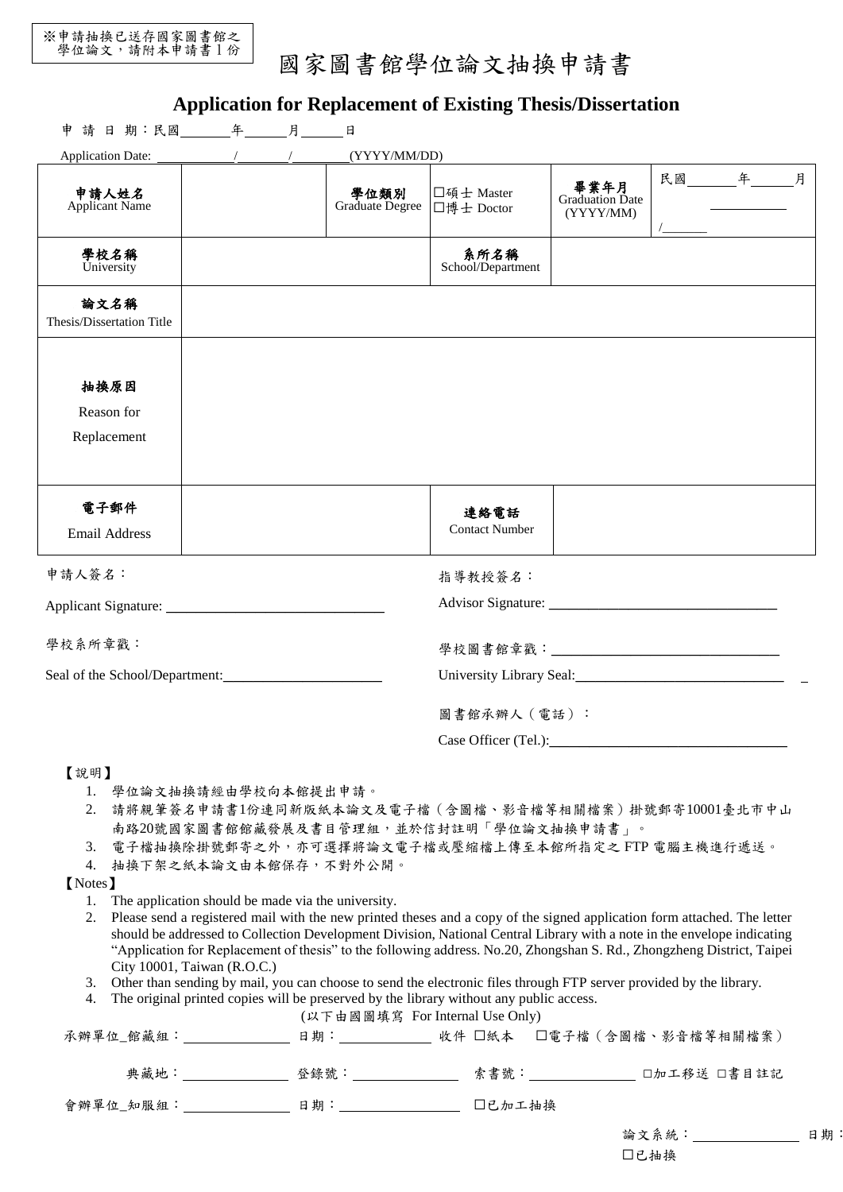※申請抽換已送存國家圖書館之學位論文，請附本申請書 1 份

# 國家圖書館學位論文抽換申請書

## Application for Replacement of Existing Thesis/Dissertation

申 請 日 期：民國＿＿＿年＿＿＿月＿＿＿日

Application Date: ＿＿＿/＿＿＿/＿＿＿(YYYY/MM/DD)

| | | | | | |
|---|---|---|---|---|---|
| **申請人姓名** Applicant Name | | **學位類別** Graduate Degree | □碩士 Master □博士 Doctor | **畢業年月** Graduation Date (YYYY/MM) | 民國＿＿＿年＿＿＿月 ＿＿＿/＿＿＿ |
| **學校名稱** University | | | **系所名稱** School/Department | | |
| **論文名稱** Thesis/Dissertation Title | | | | | |
| **抽換原因** Reason for Replacement | | | | | |
| **電子郵件** Email Address | | | **連絡電話** Contact Number | | |

申請人簽名：

Applicant Signature: ＿＿＿＿＿＿＿＿＿＿

指導教授簽名：

Advisor Signature: ＿＿＿＿＿＿＿＿＿＿

學校系所章戳：

Seal of the School/Department: ＿＿＿＿＿＿＿＿＿＿

學校圖書館章戳：＿＿＿＿＿＿＿＿＿＿

University Library Seal: ＿＿＿＿＿＿＿＿＿＿

圖書館承辦人（電話）：

Case Officer (Tel.): ＿＿＿＿＿＿＿＿＿＿

【說明】

1. 學位論文抽換請經由學校向本館提出申請。
2. 請將親筆簽名申請書1份連同新版紙本論文及電子檔（含圖檔、影音檔等相關檔案）掛號郵寄10001臺北市中山南路20號國家圖書館館藏發展及書目管理組，並於信封註明「學位論文抽換申請書」。
3. 電子檔抽換除掛號郵寄之外，亦可選擇將論文電子檔或壓縮檔上傳至本館所指定之 FTP 電腦主機進行遞送。
4. 抽換下架之紙本論文由本館保存，不對外公開。

【Notes】

1. The application should be made via the university.
2. Please send a registered mail with the new printed theses and a copy of the signed application form attached. The letter should be addressed to Collection Development Division, National Central Library with a note in the envelope indicating "Application for Replacement of thesis" to the following address. No.20, Zhongshan S. Rd., Zhongzheng District, Taipei City 10001, Taiwan (R.O.C.)
3. Other than sending by mail, you can choose to send the electronic files through FTP server provided by the library.
4. The original printed copies will be preserved by the library without any public access.

(以下由國圖填寫 For Internal Use Only)

承辦單位_館藏組：＿＿＿＿＿ 日期：＿＿＿＿＿ 收件 □紙本 □電子檔（含圖檔、影音檔等相關檔案）

典藏地：＿＿＿＿＿ 登錄號：＿＿＿＿＿ 索書號：＿＿＿＿＿ □加工移送 □書目註記

會辦單位_知服組：＿＿＿＿＿ 日期：＿＿＿＿＿ □已加工抽換

論文系統：＿＿＿＿＿ 日期：

□已抽換